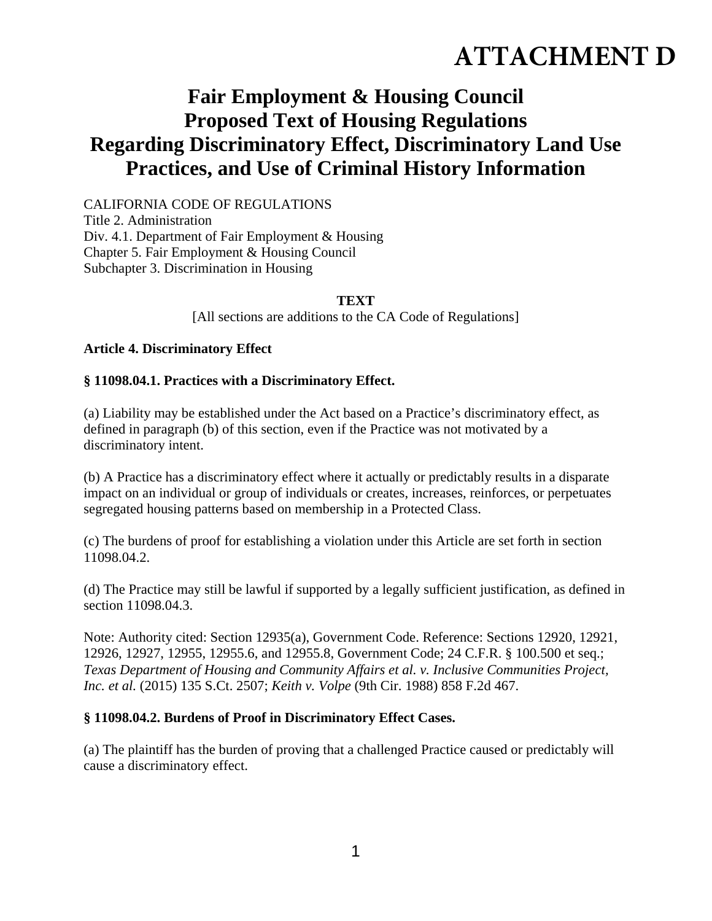# ATTACHMENT D

## Fair Employment & Housing Council
## Proposed Text of Housing Regulations
## Regarding Discriminatory Effect, Discriminatory Land Use Practices, and Use of Criminal History Information

CALIFORNIA CODE OF REGULATIONS
Title 2. Administration
Div. 4.1. Department of Fair Employment & Housing
Chapter 5. Fair Employment & Housing Council
Subchapter 3. Discrimination in Housing

**TEXT**

[All sections are additions to the CA Code of Regulations]

**Article 4. Discriminatory Effect**

**§ 11098.04.1. Practices with a Discriminatory Effect.**

(a) Liability may be established under the Act based on a Practice's discriminatory effect, as defined in paragraph (b) of this section, even if the Practice was not motivated by a discriminatory intent.

(b) A Practice has a discriminatory effect where it actually or predictably results in a disparate impact on an individual or group of individuals or creates, increases, reinforces, or perpetuates segregated housing patterns based on membership in a Protected Class.

(c) The burdens of proof for establishing a violation under this Article are set forth in section 11098.04.2.

(d) The Practice may still be lawful if supported by a legally sufficient justification, as defined in section 11098.04.3.

Note: Authority cited: Section 12935(a), Government Code. Reference: Sections 12920, 12921, 12926, 12927, 12955, 12955.6, and 12955.8, Government Code; 24 C.F.R. § 100.500 et seq.; *Texas Department of Housing and Community Affairs et al. v. Inclusive Communities Project, Inc. et al.* (2015) 135 S.Ct. 2507; *Keith v. Volpe* (9th Cir. 1988) 858 F.2d 467.

**§ 11098.04.2. Burdens of Proof in Discriminatory Effect Cases.**

(a) The plaintiff has the burden of proving that a challenged Practice caused or predictably will cause a discriminatory effect.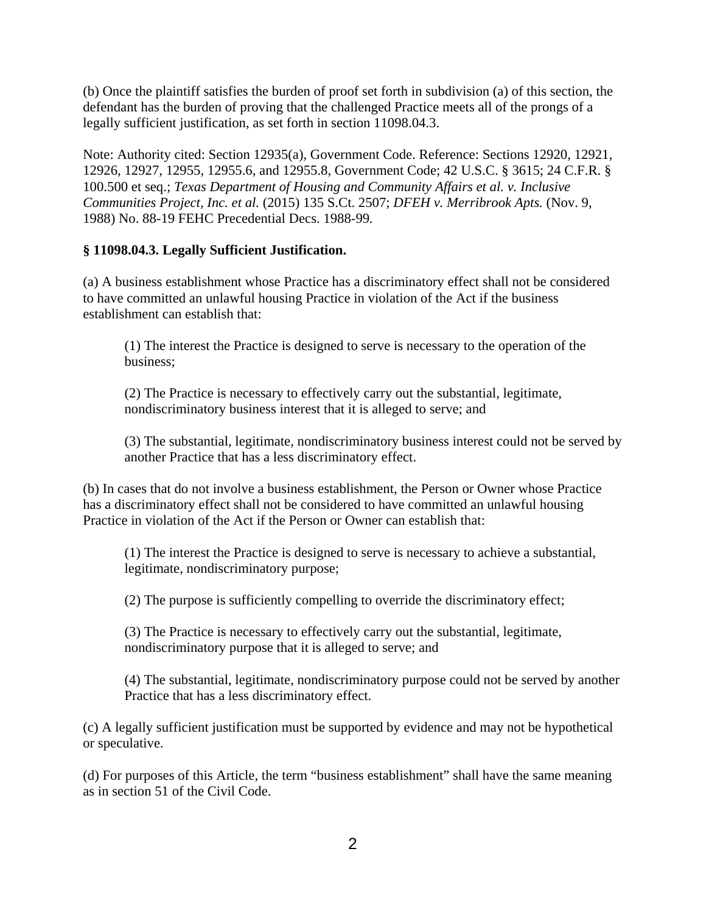(b) Once the plaintiff satisfies the burden of proof set forth in subdivision (a) of this section, the defendant has the burden of proving that the challenged Practice meets all of the prongs of a legally sufficient justification, as set forth in section 11098.04.3.

Note: Authority cited: Section 12935(a), Government Code. Reference: Sections 12920, 12921, 12926, 12927, 12955, 12955.6, and 12955.8, Government Code; 42 U.S.C. § 3615; 24 C.F.R. § 100.500 et seq.; *Texas Department of Housing and Community Affairs et al. v. Inclusive Communities Project, Inc. et al.* (2015) 135 S.Ct. 2507; *DFEH v. Merribrook Apts.* (Nov. 9, 1988) No. 88-19 FEHC Precedential Decs. 1988-99*.*

**§ 11098.04.3. Legally Sufficient Justification.**

(a) A business establishment whose Practice has a discriminatory effect shall not be considered to have committed an unlawful housing Practice in violation of the Act if the business establishment can establish that:

(1) The interest the Practice is designed to serve is necessary to the operation of the business;

(2) The Practice is necessary to effectively carry out the substantial, legitimate, nondiscriminatory business interest that it is alleged to serve; and

(3) The substantial, legitimate, nondiscriminatory business interest could not be served by another Practice that has a less discriminatory effect.

(b) In cases that do not involve a business establishment, the Person or Owner whose Practice has a discriminatory effect shall not be considered to have committed an unlawful housing Practice in violation of the Act if the Person or Owner can establish that:

(1) The interest the Practice is designed to serve is necessary to achieve a substantial, legitimate, nondiscriminatory purpose;

(2) The purpose is sufficiently compelling to override the discriminatory effect;

(3) The Practice is necessary to effectively carry out the substantial, legitimate, nondiscriminatory purpose that it is alleged to serve; and

(4) The substantial, legitimate, nondiscriminatory purpose could not be served by another Practice that has a less discriminatory effect.

(c) A legally sufficient justification must be supported by evidence and may not be hypothetical or speculative.

(d) For purposes of this Article, the term "business establishment" shall have the same meaning as in section 51 of the Civil Code.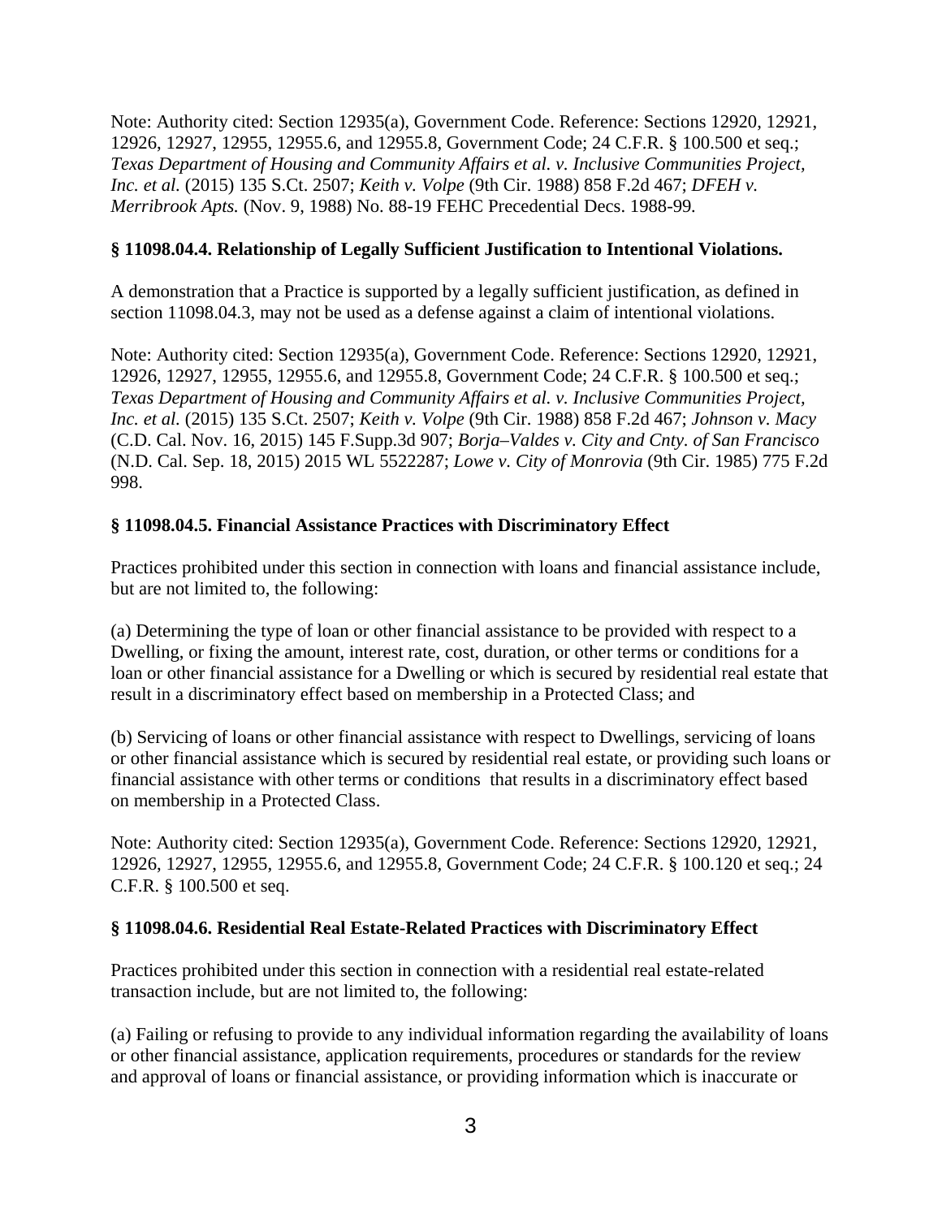Note: Authority cited: Section 12935(a), Government Code. Reference: Sections 12920, 12921, 12926, 12927, 12955, 12955.6, and 12955.8, Government Code; 24 C.F.R. § 100.500 et seq.; *Texas Department of Housing and Community Affairs et al. v. Inclusive Communities Project, Inc. et al.* (2015) 135 S.Ct. 2507; *Keith v. Volpe* (9th Cir. 1988) 858 F.2d 467; *DFEH v. Merribrook Apts.* (Nov. 9, 1988) No. 88-19 FEHC Precedential Decs. 1988-99.

### § 11098.04.4. Relationship of Legally Sufficient Justification to Intentional Violations.

A demonstration that a Practice is supported by a legally sufficient justification, as defined in section 11098.04.3, may not be used as a defense against a claim of intentional violations.

Note: Authority cited: Section 12935(a), Government Code. Reference: Sections 12920, 12921, 12926, 12927, 12955, 12955.6, and 12955.8, Government Code; 24 C.F.R. § 100.500 et seq.; *Texas Department of Housing and Community Affairs et al. v. Inclusive Communities Project, Inc. et al.* (2015) 135 S.Ct. 2507; *Keith v. Volpe* (9th Cir. 1988) 858 F.2d 467; *Johnson v. Macy* (C.D. Cal. Nov. 16, 2015) 145 F.Supp.3d 907; *Borja–Valdes v. City and Cnty. of San Francisco* (N.D. Cal. Sep. 18, 2015) 2015 WL 5522287; *Lowe v. City of Monrovia* (9th Cir. 1985) 775 F.2d 998.

### § 11098.04.5. Financial Assistance Practices with Discriminatory Effect

Practices prohibited under this section in connection with loans and financial assistance include, but are not limited to, the following:

(a) Determining the type of loan or other financial assistance to be provided with respect to a Dwelling, or fixing the amount, interest rate, cost, duration, or other terms or conditions for a loan or other financial assistance for a Dwelling or which is secured by residential real estate that result in a discriminatory effect based on membership in a Protected Class; and

(b) Servicing of loans or other financial assistance with respect to Dwellings, servicing of loans or other financial assistance which is secured by residential real estate, or providing such loans or financial assistance with other terms or conditions that results in a discriminatory effect based on membership in a Protected Class.

Note: Authority cited: Section 12935(a), Government Code. Reference: Sections 12920, 12921, 12926, 12927, 12955, 12955.6, and 12955.8, Government Code; 24 C.F.R. § 100.120 et seq.; 24 C.F.R. § 100.500 et seq.

### § 11098.04.6. Residential Real Estate-Related Practices with Discriminatory Effect

Practices prohibited under this section in connection with a residential real estate-related transaction include, but are not limited to, the following:

(a) Failing or refusing to provide to any individual information regarding the availability of loans or other financial assistance, application requirements, procedures or standards for the review and approval of loans or financial assistance, or providing information which is inaccurate or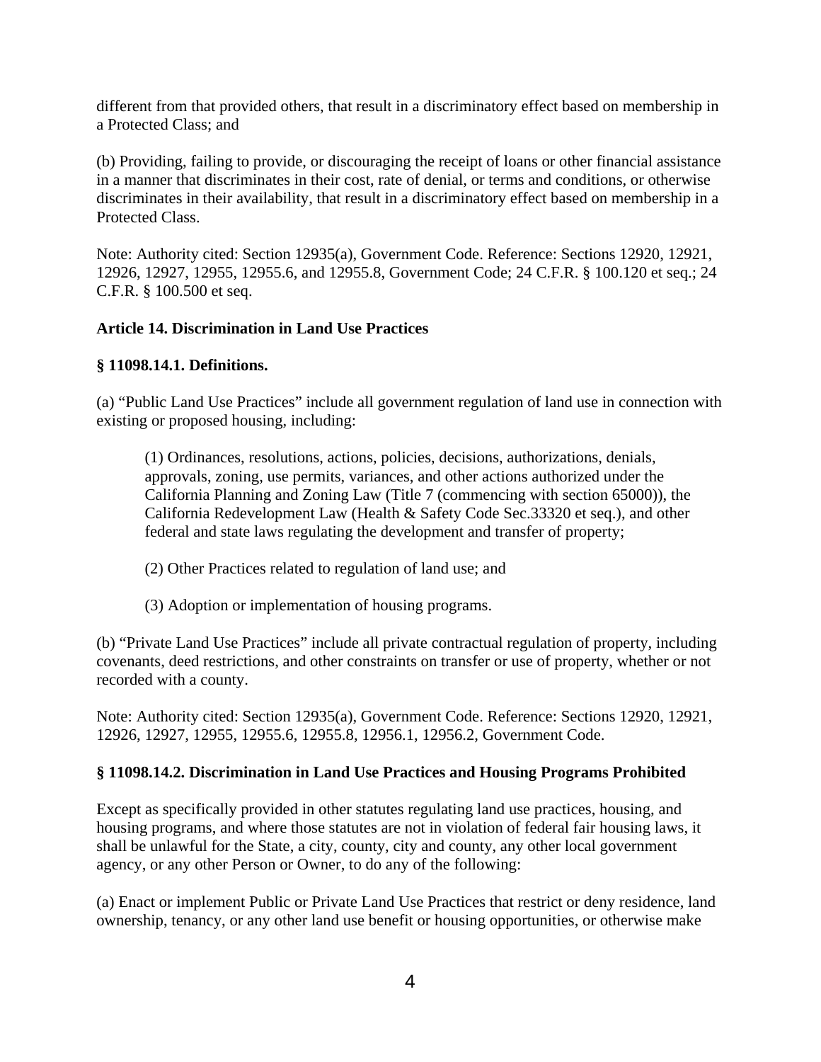different from that provided others, that result in a discriminatory effect based on membership in a Protected Class; and

(b) Providing, failing to provide, or discouraging the receipt of loans or other financial assistance in a manner that discriminates in their cost, rate of denial, or terms and conditions, or otherwise discriminates in their availability, that result in a discriminatory effect based on membership in a Protected Class.

Note: Authority cited: Section 12935(a), Government Code. Reference: Sections 12920, 12921, 12926, 12927, 12955, 12955.6, and 12955.8, Government Code; 24 C.F.R. § 100.120 et seq.; 24 C.F.R. § 100.500 et seq.

**Article 14. Discrimination in Land Use Practices**

**§ 11098.14.1. Definitions.**

(a) "Public Land Use Practices" include all government regulation of land use in connection with existing or proposed housing, including:

> (1) Ordinances, resolutions, actions, policies, decisions, authorizations, denials, approvals, zoning, use permits, variances, and other actions authorized under the California Planning and Zoning Law (Title 7 (commencing with section 65000)), the California Redevelopment Law (Health & Safety Code Sec.33320 et seq.), and other federal and state laws regulating the development and transfer of property;
>
> (2) Other Practices related to regulation of land use; and
>
> (3) Adoption or implementation of housing programs.

(b) "Private Land Use Practices" include all private contractual regulation of property, including covenants, deed restrictions, and other constraints on transfer or use of property, whether or not recorded with a county.

Note: Authority cited: Section 12935(a), Government Code. Reference: Sections 12920, 12921, 12926, 12927, 12955, 12955.6, 12955.8, 12956.1, 12956.2, Government Code.

**§ 11098.14.2. Discrimination in Land Use Practices and Housing Programs Prohibited**

Except as specifically provided in other statutes regulating land use practices, housing, and housing programs, and where those statutes are not in violation of federal fair housing laws, it shall be unlawful for the State, a city, county, city and county, any other local government agency, or any other Person or Owner, to do any of the following:

(a) Enact or implement Public or Private Land Use Practices that restrict or deny residence, land ownership, tenancy, or any other land use benefit or housing opportunities, or otherwise make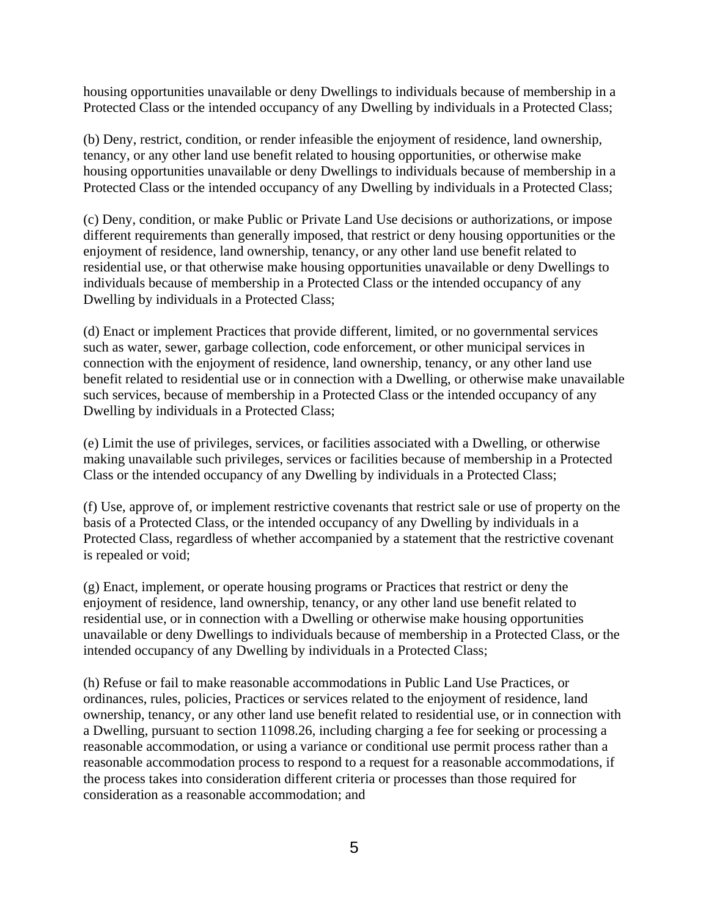housing opportunities unavailable or deny Dwellings to individuals because of membership in a Protected Class or the intended occupancy of any Dwelling by individuals in a Protected Class;

(b) Deny, restrict, condition, or render infeasible the enjoyment of residence, land ownership, tenancy, or any other land use benefit related to housing opportunities, or otherwise make housing opportunities unavailable or deny Dwellings to individuals because of membership in a Protected Class or the intended occupancy of any Dwelling by individuals in a Protected Class;

(c) Deny, condition, or make Public or Private Land Use decisions or authorizations, or impose different requirements than generally imposed, that restrict or deny housing opportunities or the enjoyment of residence, land ownership, tenancy, or any other land use benefit related to residential use, or that otherwise make housing opportunities unavailable or deny Dwellings to individuals because of membership in a Protected Class or the intended occupancy of any Dwelling by individuals in a Protected Class;

(d) Enact or implement Practices that provide different, limited, or no governmental services such as water, sewer, garbage collection, code enforcement, or other municipal services in connection with the enjoyment of residence, land ownership, tenancy, or any other land use benefit related to residential use or in connection with a Dwelling, or otherwise make unavailable such services, because of membership in a Protected Class or the intended occupancy of any Dwelling by individuals in a Protected Class;

(e) Limit the use of privileges, services, or facilities associated with a Dwelling, or otherwise making unavailable such privileges, services or facilities because of membership in a Protected Class or the intended occupancy of any Dwelling by individuals in a Protected Class;

(f) Use, approve of, or implement restrictive covenants that restrict sale or use of property on the basis of a Protected Class, or the intended occupancy of any Dwelling by individuals in a Protected Class, regardless of whether accompanied by a statement that the restrictive covenant is repealed or void;

(g) Enact, implement, or operate housing programs or Practices that restrict or deny the enjoyment of residence, land ownership, tenancy, or any other land use benefit related to residential use, or in connection with a Dwelling or otherwise make housing opportunities unavailable or deny Dwellings to individuals because of membership in a Protected Class, or the intended occupancy of any Dwelling by individuals in a Protected Class;

(h) Refuse or fail to make reasonable accommodations in Public Land Use Practices, or ordinances, rules, policies, Practices or services related to the enjoyment of residence, land ownership, tenancy, or any other land use benefit related to residential use, or in connection with a Dwelling, pursuant to section 11098.26, including charging a fee for seeking or processing a reasonable accommodation, or using a variance or conditional use permit process rather than a reasonable accommodation process to respond to a request for a reasonable accommodations, if the process takes into consideration different criteria or processes than those required for consideration as a reasonable accommodation; and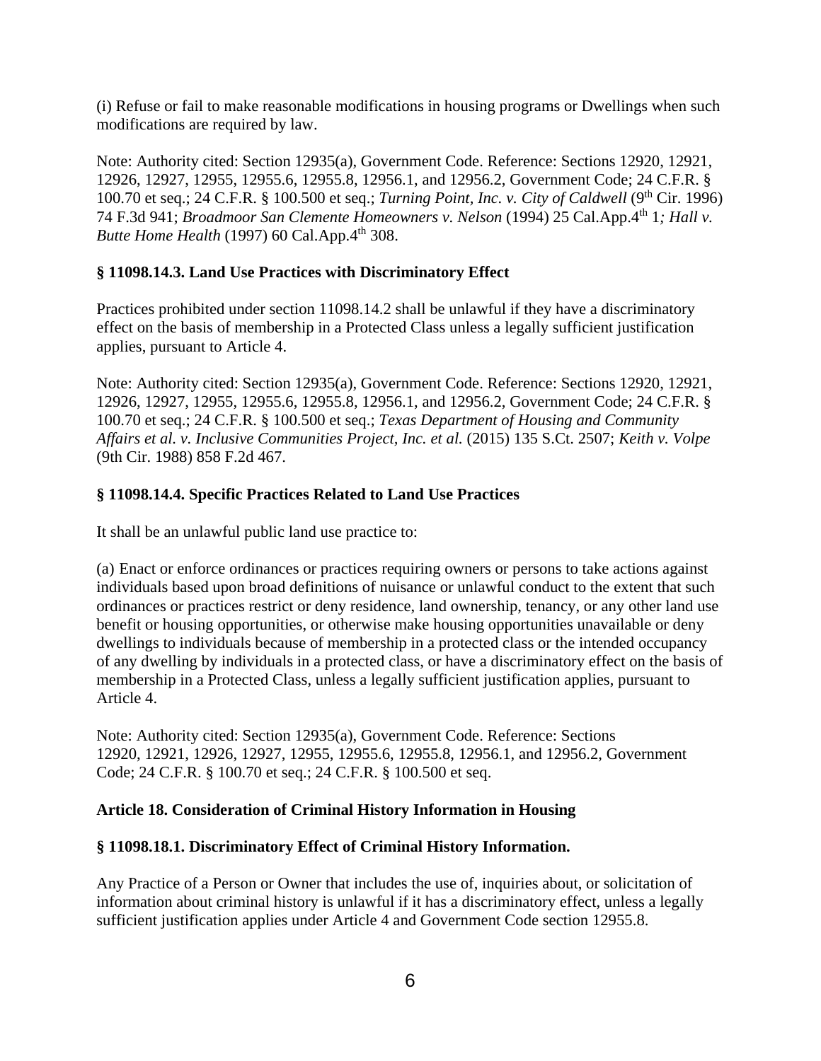(i) Refuse or fail to make reasonable modifications in housing programs or Dwellings when such modifications are required by law.

Note: Authority cited: Section 12935(a), Government Code. Reference: Sections 12920, 12921, 12926, 12927, 12955, 12955.6, 12955.8, 12956.1, and 12956.2, Government Code; 24 C.F.R. § 100.70 et seq.; 24 C.F.R. § 100.500 et seq.; *Turning Point, Inc. v. City of Caldwell* (9th Cir. 1996) 74 F.3d 941; *Broadmoor San Clemente Homeowners v. Nelson* (1994) 25 Cal.App.4th 1; *Hall v. Butte Home Health* (1997) 60 Cal.App.4th 308.

**§ 11098.14.3. Land Use Practices with Discriminatory Effect**

Practices prohibited under section 11098.14.2 shall be unlawful if they have a discriminatory effect on the basis of membership in a Protected Class unless a legally sufficient justification applies, pursuant to Article 4.

Note: Authority cited: Section 12935(a), Government Code. Reference: Sections 12920, 12921, 12926, 12927, 12955, 12955.6, 12955.8, 12956.1, and 12956.2, Government Code; 24 C.F.R. § 100.70 et seq.; 24 C.F.R. § 100.500 et seq.; *Texas Department of Housing and Community Affairs et al. v. Inclusive Communities Project, Inc. et al.* (2015) 135 S.Ct. 2507; *Keith v. Volpe* (9th Cir. 1988) 858 F.2d 467.

**§ 11098.14.4. Specific Practices Related to Land Use Practices**

It shall be an unlawful public land use practice to:

(a) Enact or enforce ordinances or practices requiring owners or persons to take actions against individuals based upon broad definitions of nuisance or unlawful conduct to the extent that such ordinances or practices restrict or deny residence, land ownership, tenancy, or any other land use benefit or housing opportunities, or otherwise make housing opportunities unavailable or deny dwellings to individuals because of membership in a protected class or the intended occupancy of any dwelling by individuals in a protected class, or have a discriminatory effect on the basis of membership in a Protected Class, unless a legally sufficient justification applies, pursuant to Article 4.

Note: Authority cited: Section 12935(a), Government Code. Reference: Sections 12920, 12921, 12926, 12927, 12955, 12955.6, 12955.8, 12956.1, and 12956.2, Government Code; 24 C.F.R. § 100.70 et seq.; 24 C.F.R. § 100.500 et seq.

**Article 18. Consideration of Criminal History Information in Housing**

**§ 11098.18.1. Discriminatory Effect of Criminal History Information.**

Any Practice of a Person or Owner that includes the use of, inquiries about, or solicitation of information about criminal history is unlawful if it has a discriminatory effect, unless a legally sufficient justification applies under Article 4 and Government Code section 12955.8.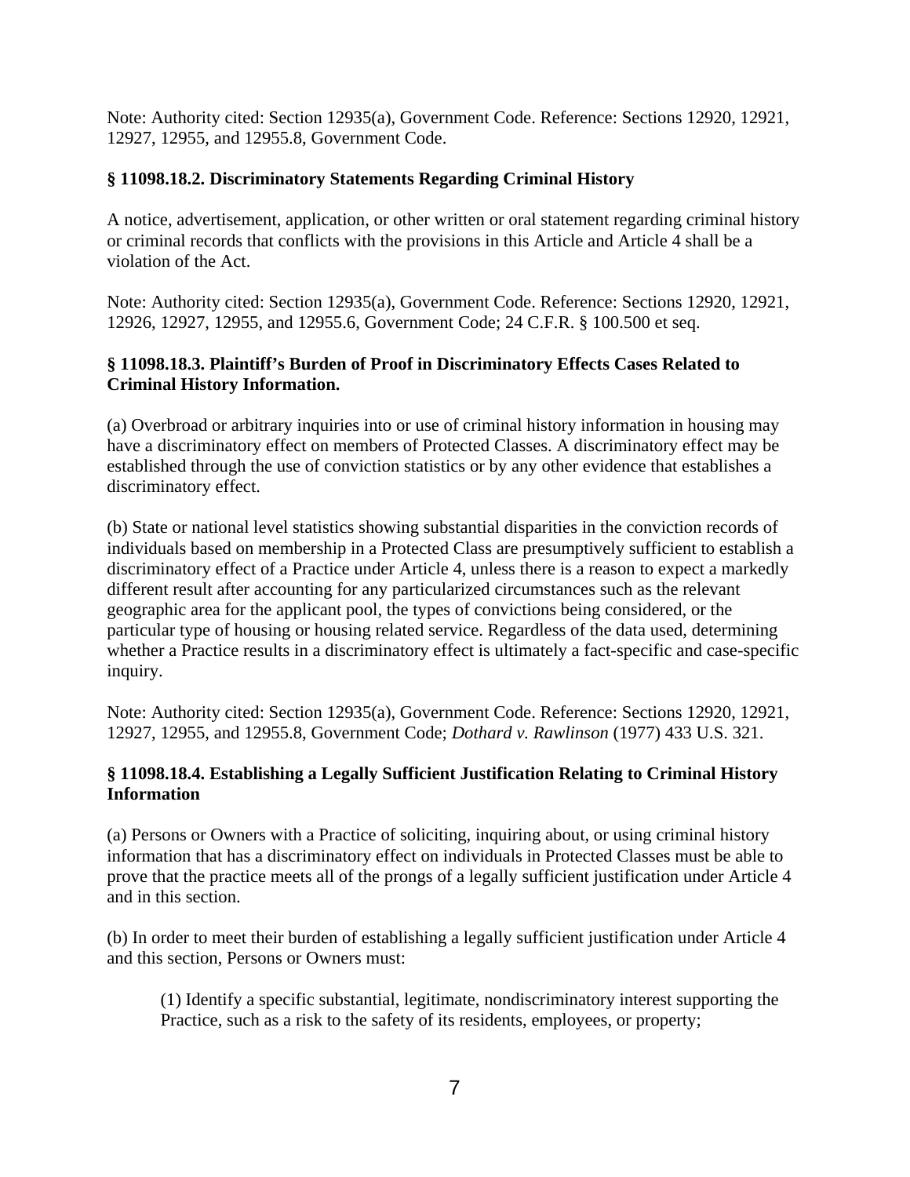Note: Authority cited: Section 12935(a), Government Code. Reference: Sections 12920, 12921, 12927, 12955, and 12955.8, Government Code.

### § 11098.18.2. Discriminatory Statements Regarding Criminal History

A notice, advertisement, application, or other written or oral statement regarding criminal history or criminal records that conflicts with the provisions in this Article and Article 4 shall be a violation of the Act.

Note: Authority cited: Section 12935(a), Government Code. Reference: Sections 12920, 12921, 12926, 12927, 12955, and 12955.6, Government Code; 24 C.F.R. § 100.500 et seq.

### § 11098.18.3. Plaintiff's Burden of Proof in Discriminatory Effects Cases Related to Criminal History Information.

(a) Overbroad or arbitrary inquiries into or use of criminal history information in housing may have a discriminatory effect on members of Protected Classes. A discriminatory effect may be established through the use of conviction statistics or by any other evidence that establishes a discriminatory effect.

(b) State or national level statistics showing substantial disparities in the conviction records of individuals based on membership in a Protected Class are presumptively sufficient to establish a discriminatory effect of a Practice under Article 4, unless there is a reason to expect a markedly different result after accounting for any particularized circumstances such as the relevant geographic area for the applicant pool, the types of convictions being considered, or the particular type of housing or housing related service. Regardless of the data used, determining whether a Practice results in a discriminatory effect is ultimately a fact-specific and case-specific inquiry.

Note: Authority cited: Section 12935(a), Government Code. Reference: Sections 12920, 12921, 12927, 12955, and 12955.8, Government Code; *Dothard v. Rawlinson* (1977) 433 U.S. 321.

### § 11098.18.4. Establishing a Legally Sufficient Justification Relating to Criminal History Information

(a) Persons or Owners with a Practice of soliciting, inquiring about, or using criminal history information that has a discriminatory effect on individuals in Protected Classes must be able to prove that the practice meets all of the prongs of a legally sufficient justification under Article 4 and in this section.

(b) In order to meet their burden of establishing a legally sufficient justification under Article 4 and this section, Persons or Owners must:

(1) Identify a specific substantial, legitimate, nondiscriminatory interest supporting the Practice, such as a risk to the safety of its residents, employees, or property;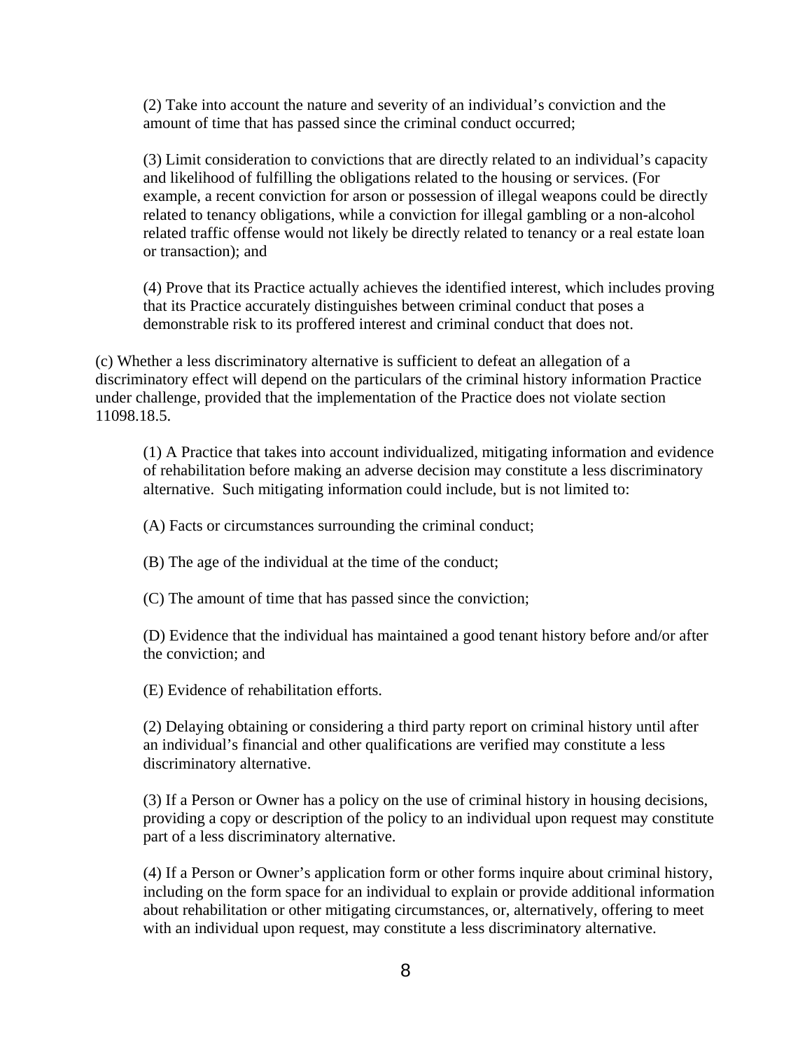(2) Take into account the nature and severity of an individual's conviction and the amount of time that has passed since the criminal conduct occurred;

(3) Limit consideration to convictions that are directly related to an individual's capacity and likelihood of fulfilling the obligations related to the housing or services. (For example, a recent conviction for arson or possession of illegal weapons could be directly related to tenancy obligations, while a conviction for illegal gambling or a non-alcohol related traffic offense would not likely be directly related to tenancy or a real estate loan or transaction); and

(4) Prove that its Practice actually achieves the identified interest, which includes proving that its Practice accurately distinguishes between criminal conduct that poses a demonstrable risk to its proffered interest and criminal conduct that does not.

(c) Whether a less discriminatory alternative is sufficient to defeat an allegation of a discriminatory effect will depend on the particulars of the criminal history information Practice under challenge, provided that the implementation of the Practice does not violate section 11098.18.5.

(1) A Practice that takes into account individualized, mitigating information and evidence of rehabilitation before making an adverse decision may constitute a less discriminatory alternative. Such mitigating information could include, but is not limited to:

(A) Facts or circumstances surrounding the criminal conduct;

(B) The age of the individual at the time of the conduct;

(C) The amount of time that has passed since the conviction;

(D) Evidence that the individual has maintained a good tenant history before and/or after the conviction; and

(E) Evidence of rehabilitation efforts.

(2) Delaying obtaining or considering a third party report on criminal history until after an individual's financial and other qualifications are verified may constitute a less discriminatory alternative.

(3) If a Person or Owner has a policy on the use of criminal history in housing decisions, providing a copy or description of the policy to an individual upon request may constitute part of a less discriminatory alternative.

(4) If a Person or Owner's application form or other forms inquire about criminal history, including on the form space for an individual to explain or provide additional information about rehabilitation or other mitigating circumstances, or, alternatively, offering to meet with an individual upon request, may constitute a less discriminatory alternative.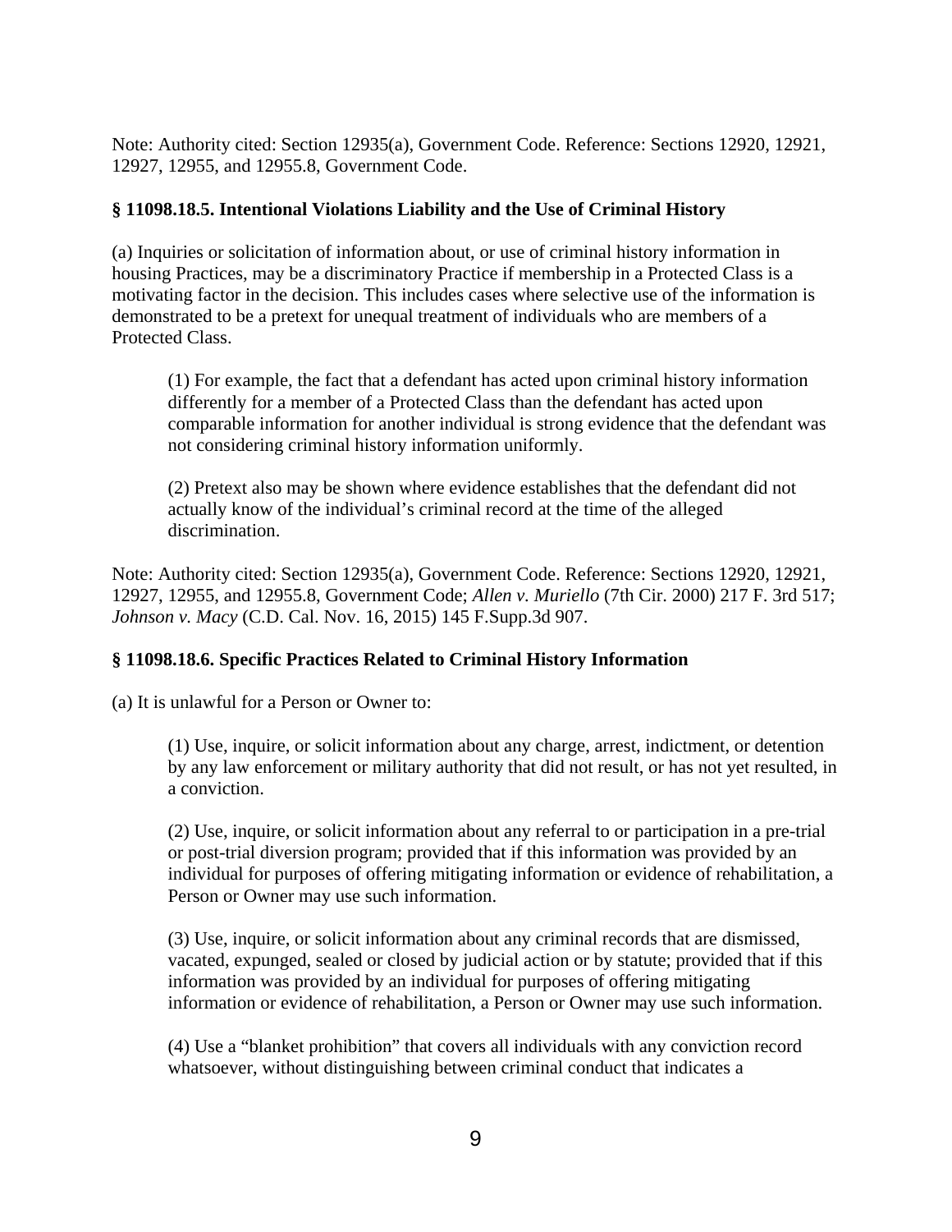Note: Authority cited: Section 12935(a), Government Code. Reference: Sections 12920, 12921, 12927, 12955, and 12955.8, Government Code.

### § 11098.18.5. Intentional Violations Liability and the Use of Criminal History

(a) Inquiries or solicitation of information about, or use of criminal history information in housing Practices, may be a discriminatory Practice if membership in a Protected Class is a motivating factor in the decision. This includes cases where selective use of the information is demonstrated to be a pretext for unequal treatment of individuals who are members of a Protected Class.

> (1) For example, the fact that a defendant has acted upon criminal history information differently for a member of a Protected Class than the defendant has acted upon comparable information for another individual is strong evidence that the defendant was not considering criminal history information uniformly.
>
> (2) Pretext also may be shown where evidence establishes that the defendant did not actually know of the individual's criminal record at the time of the alleged discrimination.

Note: Authority cited: Section 12935(a), Government Code. Reference: Sections 12920, 12921, 12927, 12955, and 12955.8, Government Code; *Allen v. Muriello* (7th Cir. 2000) 217 F. 3rd 517; *Johnson v. Macy* (C.D. Cal. Nov. 16, 2015) 145 F.Supp.3d 907.

### § 11098.18.6. Specific Practices Related to Criminal History Information

(a) It is unlawful for a Person or Owner to:

> (1) Use, inquire, or solicit information about any charge, arrest, indictment, or detention by any law enforcement or military authority that did not result, or has not yet resulted, in a conviction.
>
> (2) Use, inquire, or solicit information about any referral to or participation in a pre-trial or post-trial diversion program; provided that if this information was provided by an individual for purposes of offering mitigating information or evidence of rehabilitation, a Person or Owner may use such information.
>
> (3) Use, inquire, or solicit information about any criminal records that are dismissed, vacated, expunged, sealed or closed by judicial action or by statute; provided that if this information was provided by an individual for purposes of offering mitigating information or evidence of rehabilitation, a Person or Owner may use such information.
>
> (4) Use a "blanket prohibition" that covers all individuals with any conviction record whatsoever, without distinguishing between criminal conduct that indicates a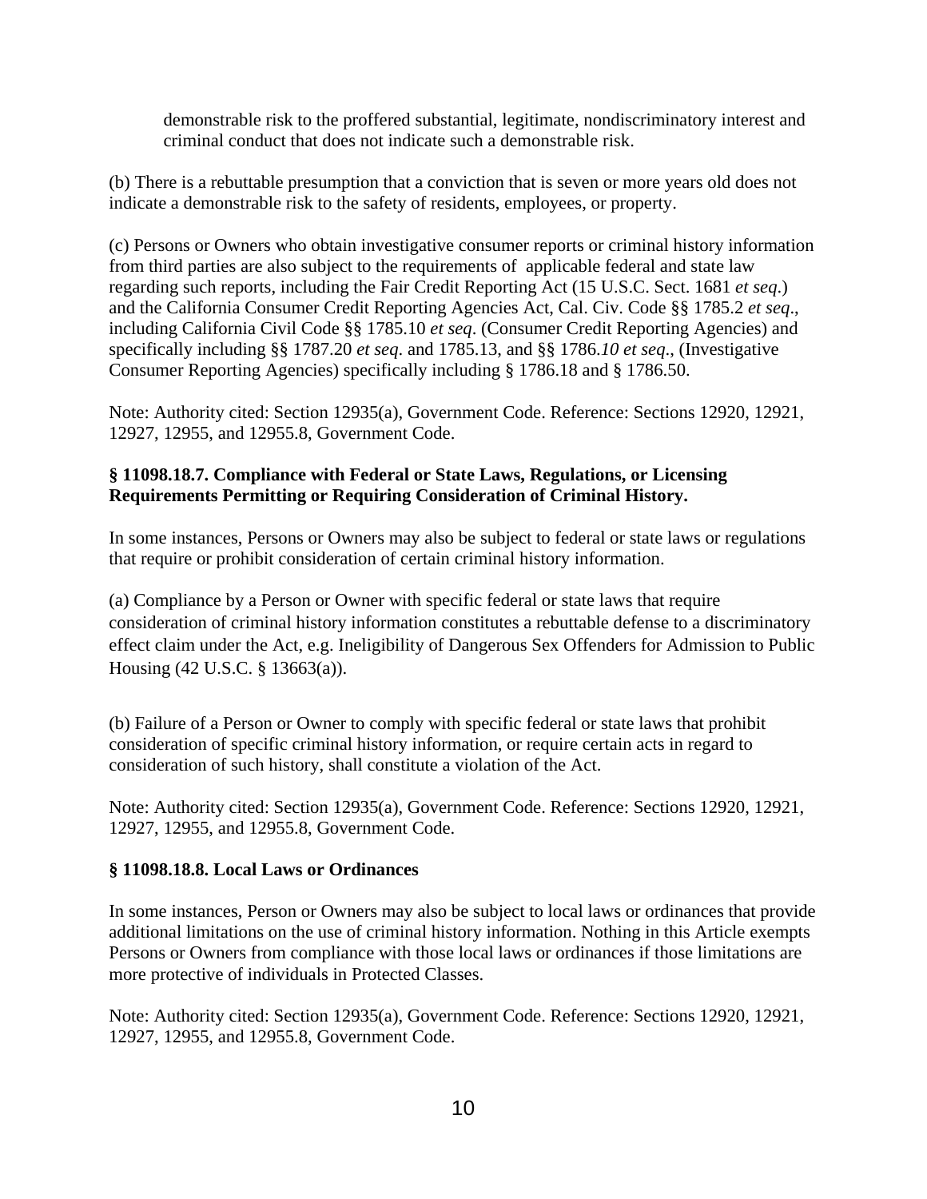demonstrable risk to the proffered substantial, legitimate, nondiscriminatory interest and criminal conduct that does not indicate such a demonstrable risk.

(b) There is a rebuttable presumption that a conviction that is seven or more years old does not indicate a demonstrable risk to the safety of residents, employees, or property.

(c) Persons or Owners who obtain investigative consumer reports or criminal history information from third parties are also subject to the requirements of applicable federal and state law regarding such reports, including the Fair Credit Reporting Act (15 U.S.C. Sect. 1681 *et seq*.) and the California Consumer Credit Reporting Agencies Act, Cal. Civ. Code §§ 1785.2 *et seq*., including California Civil Code §§ 1785.10 *et seq*. (Consumer Credit Reporting Agencies) and specifically including §§ 1787.20 *et seq*. and 1785.13, and §§ 1786.*10 et seq*., (Investigative Consumer Reporting Agencies) specifically including § 1786.18 and § 1786.50.

Note: Authority cited: Section 12935(a), Government Code. Reference: Sections 12920, 12921, 12927, 12955, and 12955.8, Government Code.

**§ 11098.18.7. Compliance with Federal or State Laws, Regulations, or Licensing Requirements Permitting or Requiring Consideration of Criminal History.**

In some instances, Persons or Owners may also be subject to federal or state laws or regulations that require or prohibit consideration of certain criminal history information.

(a) Compliance by a Person or Owner with specific federal or state laws that require consideration of criminal history information constitutes a rebuttable defense to a discriminatory effect claim under the Act, e.g. Ineligibility of Dangerous Sex Offenders for Admission to Public Housing (42 U.S.C. § 13663(a)).

(b) Failure of a Person or Owner to comply with specific federal or state laws that prohibit consideration of specific criminal history information, or require certain acts in regard to consideration of such history, shall constitute a violation of the Act.

Note: Authority cited: Section 12935(a), Government Code. Reference: Sections 12920, 12921, 12927, 12955, and 12955.8, Government Code.

**§ 11098.18.8. Local Laws or Ordinances**

In some instances, Person or Owners may also be subject to local laws or ordinances that provide additional limitations on the use of criminal history information. Nothing in this Article exempts Persons or Owners from compliance with those local laws or ordinances if those limitations are more protective of individuals in Protected Classes.

Note: Authority cited: Section 12935(a), Government Code. Reference: Sections 12920, 12921, 12927, 12955, and 12955.8, Government Code.